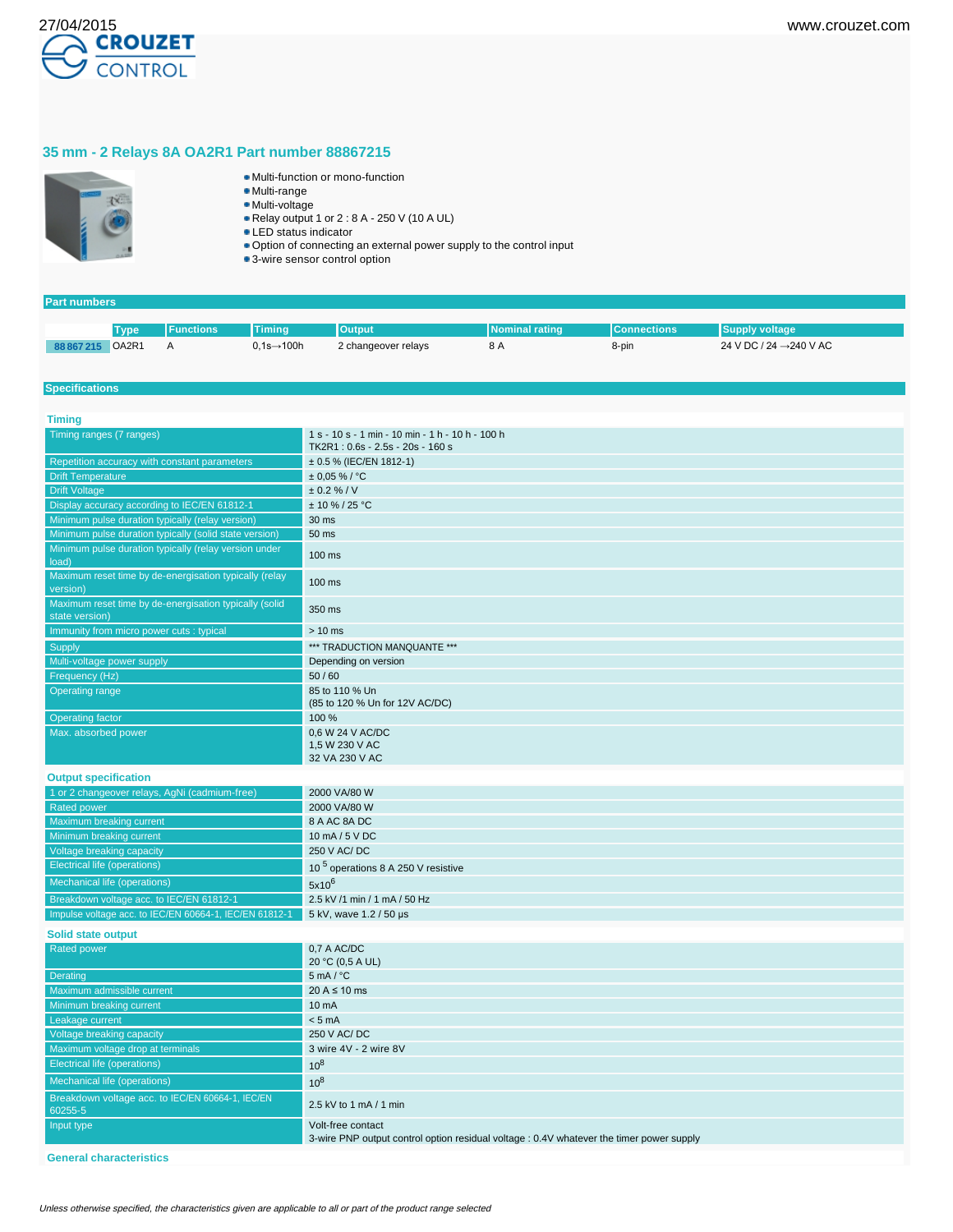# 35 mm - 2 Relays 8A OA2R1 Part number 88867215

- Multi-function or mono-function
- Multi-range
- Multi-voltage
- Relay output 1 or 2 : 8 A - 250 V (10 A UL)
- LED status indicator
- Option of connecting an external power supply to the control input
- 3-wire sensor control option

## Part numbers

| | Type | Functions | Timing | Output | Nominal rating | Connections | Supply voltage |
|---|---|---|---|---|---|---|---|
| 88 867 215 | OA2R1 | A | 0,1s→100h | 2 changeover relays | 8 A | 8-pin | 24 V DC / 24 →240 V AC |

## Specifications

### Timing

| | |
|---|---|
| Timing ranges (7 ranges) | 1 s - 10 s - 1 min - 10 min - 1 h - 10 h - 100 h<br>TK2R1 : 0.6s - 2.5s - 20s - 160 s |
| Repetition accuracy with constant parameters | ± 0.5 % (IEC/EN 1812-1) |
| Drift Temperature | ± 0,05 % / °C |
| Drift Voltage | ± 0.2 % / V |
| Display accuracy according to IEC/EN 61812-1 | ± 10 % / 25 °C |
| Minimum pulse duration typically (relay version) | 30 ms |
| Minimum pulse duration typically (solid state version) | 50 ms |
| Minimum pulse duration typically (relay version under load) | 100 ms |
| Maximum reset time by de-energisation typically (relay version) | 100 ms |
| Maximum reset time by de-energisation typically (solid state version) | 350 ms |
| Immunity from micro power cuts : typical | > 10 ms |
| Supply | *** TRADUCTION MANQUANTE *** |
| Multi-voltage power supply | Depending on version |
| Frequency (Hz) | 50 / 60 |
| Operating range | 85 to 110 % Un<br>(85 to 120 % Un for 12V AC/DC) |
| Operating factor | 100 % |
| Max. absorbed power | 0,6 W 24 V AC/DC<br>1,5 W 230 V AC<br>32 VA 230 V AC |

### Output specification

| | |
|---|---|
| 1 or 2 changeover relays, AgNi (cadmium-free) | 2000 VA/80 W |
| Rated power | 2000 VA/80 W |
| Maximum breaking current | 8 A AC 8A DC |
| Minimum breaking current | 10 mA / 5 V DC |
| Voltage breaking capacity | 250 V AC/ DC |
| Electrical life (operations) | $10^5$ operations 8 A 250 V resistive |
| Mechanical life (operations) | $5x10^6$ |
| Breakdown voltage acc. to IEC/EN 61812-1 | 2.5 kV /1 min / 1 mA / 50 Hz |
| Impulse voltage acc. to IEC/EN 60664-1, IEC/EN 61812-1 | 5 kV, wave 1.2 / 50 µs |

### Solid state output

| | |
|---|---|
| Rated power | 0,7 A AC/DC<br>20 °C (0,5 A UL) |
| Derating | 5 mA / °C |
| Maximum admissible current | 20 A ≤ 10 ms |
| Minimum breaking current | 10 mA |
| Leakage current | < 5 mA |
| Voltage breaking capacity | 250 V AC/ DC |
| Maximum voltage drop at terminals | 3 wire 4V - 2 wire 8V |
| Electrical life (operations) | $10^8$ |
| Mechanical life (operations) | $10^8$ |
| Breakdown voltage acc. to IEC/EN 60664-1, IEC/EN 60255-5 | 2.5 kV to 1 mA / 1 min |
| Input type | Volt-free contact<br>3-wire PNP output control option residual voltage : 0.4V whatever the timer power supply |

### General characteristics

*Unless otherwise specified, the characteristics given are applicable to all or part of the product range selected*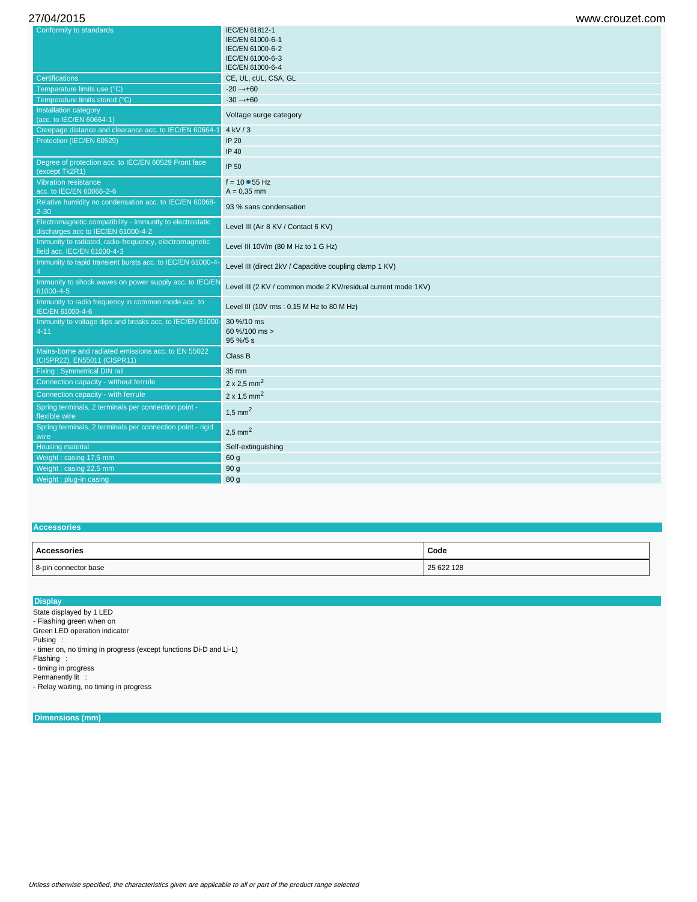| | |
|---|---|
| Conformity to standards | IEC/EN 61812-1<br>IEC/EN 61000-6-1<br>IEC/EN 61000-6-2<br>IEC/EN 61000-6-3<br>IEC/EN 61000-6-4 |
| Certifications | CE, UL, cUL, CSA, GL |
| Temperature limits use (°C) | -20 →+60 |
| Temperature limits stored (°C) | -30 →+60 |
| Installation category (acc. to IEC/EN 60664-1) | Voltage surge category |
| Creepage distance and clearance acc. to IEC/EN 60664-1 | 4 kV / 3 |
| Protection (IEC/EN 60529) | IP 20<br>IP 40 |
| Degree of protection acc. to IEC/EN 60529 Front face (except Tk2R1) | IP 50 |
| Vibration resistance acc. to IEC/EN 60068-2-6 | f = 10 ● 55 Hz<br>A = 0,35 mm |
| Relative humidity no condensation acc. to IEC/EN 60068-2-30 | 93 % sans condensation |
| Electromagnetic compatibility - Immunity to electrostatic discharges acc to IEC/EN 61000-4-2 | Level III (Air 8 KV / Contact 6 KV) |
| Immunity to radiated, radio-frequency, electromagnetic field acc. IEC/EN 61000-4-3 | Level III 10V/m (80 M Hz to 1 G Hz) |
| Immunity to rapid transient bursts acc. to IEC/EN 61000-4-4 | Level III (direct 2kV / Capacitive coupling clamp 1 KV) |
| Immunity to shock waves on power supply acc. to IEC/EN 61000-4-5 | Level III (2 KV / common mode 2 KV/residual current mode 1KV) |
| Immunity to radio frequency in common mode acc. to IEC/EN 61000-4-6 | Level III (10V rms : 0.15 M Hz to 80 M Hz) |
| Immunity to voltage dips and breaks acc. to IEC/EN 61000-4-11 | 30 %/10 ms<br>60 %/100 ms ><br>95 %/5 s |
| Mains-borne and radiated emissions acc. to EN 55022 (CISPR22), EN55011 (CISPR11) | Class B |
| Fixing : Symmetrical DIN rail | 35 mm |
| Connection capacity - without ferrule | 2 x 2,5 mm$^2$ |
| Connection capacity - with ferrule | 2 x 1,5 mm$^2$ |
| Spring terminals, 2 terminals per connection point - flexible wire | 1,5 mm$^2$ |
| Spring terminals, 2 terminals per connection point - rigid wire | 2,5 mm$^2$ |
| Housing material | Self-extinguishing |
| Weight : casing 17,5 mm | 60 g |
| Weight : casing 22,5 mm | 90 g |
| Weight : plug-in casing | 80 g |

## Accessories

| Accessories | Code |
|---|---|
| 8-pin connector base | 25 622 128 |

## Display

State displayed by 1 LED
- Flashing green when on

Green LED operation indicator

Pulsing :
- timer on, no timing in progress (except functions Di-D and Li-L)

Flashing :
- timing in progress

Permanently lit :
- Relay waiting, no timing in progress

## Dimensions (mm)

*Unless otherwise specified, the characteristics given are applicable to all or part of the product range selected*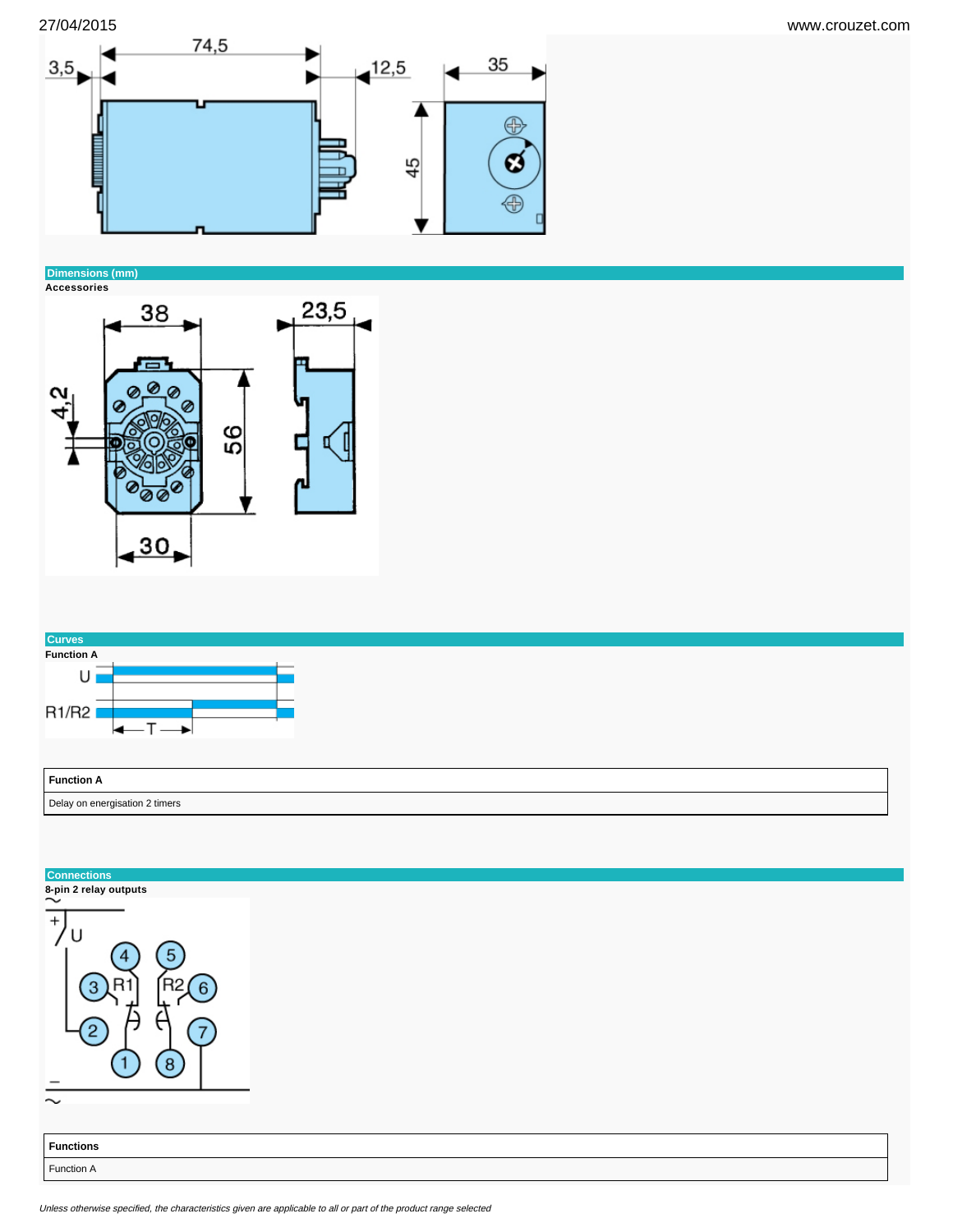74,5

3,5

12,5

35

45

## Dimensions (mm)

**Accessories**

38

23,5

4,2

56

30

## Curves

**Function A**

U

R1/R2

T

| Function A |
| --- |
| Delay on energisation 2 timers |

## Connections

**8-pin 2 relay outputs**

~

+

U

4

5

3

R1

R2

6

2

7

1

8

–

~

| Functions |
| --- |
| Function A |

*Unless otherwise specified, the characteristics given are applicable to all or part of the product range selected*